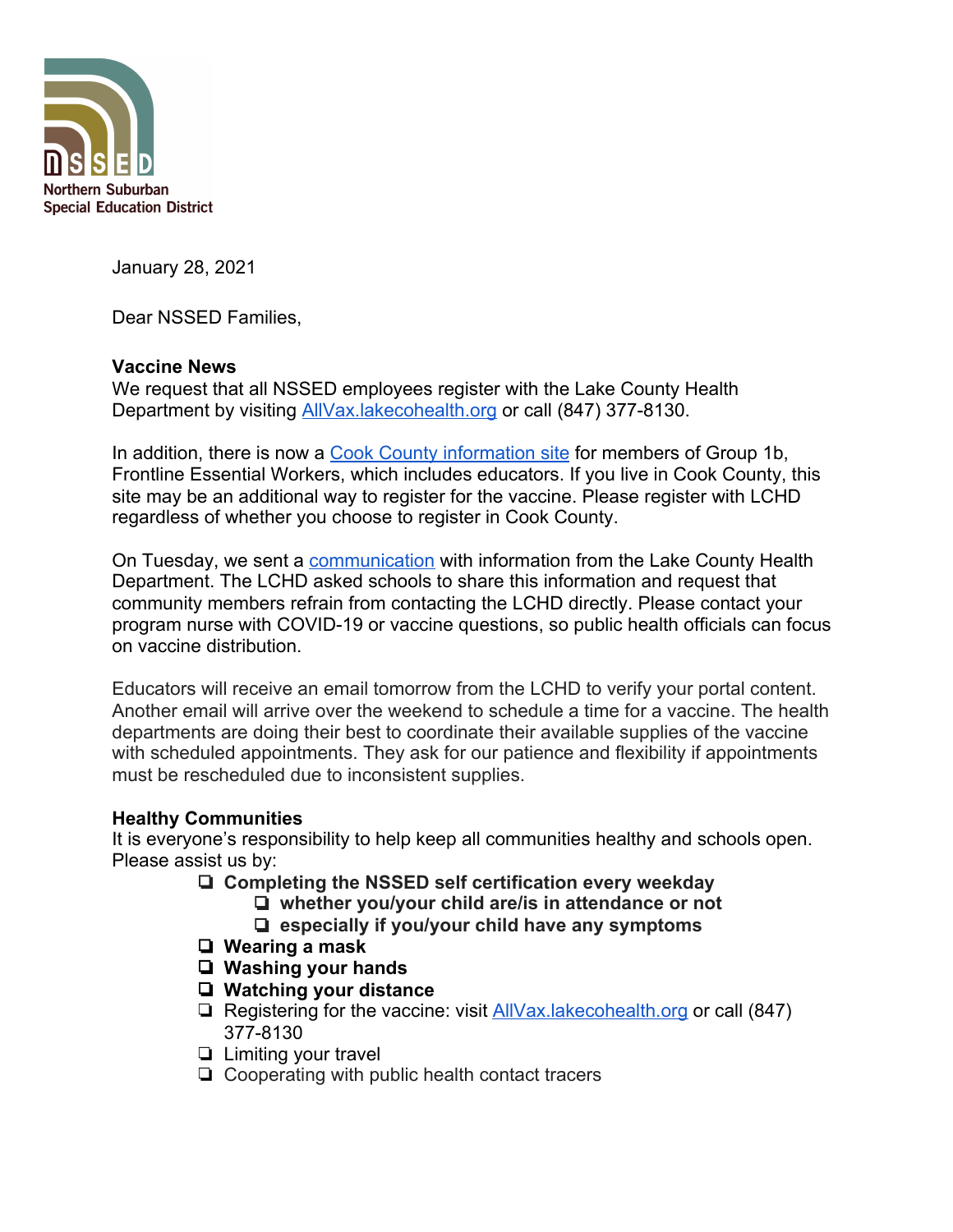Northern Suburban Special Education District

January 28, 2021

Dear NSSED Families,

**Vaccine News**
We request that all NSSED employees register with the Lake County Health Department by visiting [AllVax.lakecohealth.org](AllVax.lakecohealth.org) or call (847) 377-8130.

In addition, there is now a [Cook County information site]() for members of Group 1b, Frontline Essential Workers, which includes educators. If you live in Cook County, this site may be an additional way to register for the vaccine. Please register with LCHD regardless of whether you choose to register in Cook County.

On Tuesday, we sent a [communication]() with information from the Lake County Health Department. The LCHD asked schools to share this information and request that community members refrain from contacting the LCHD directly. Please contact your program nurse with COVID-19 or vaccine questions, so public health officials can focus on vaccine distribution.

Educators will receive an email tomorrow from the LCHD to verify your portal content. Another email will arrive over the weekend to schedule a time for a vaccine. The health departments are doing their best to coordinate their available supplies of the vaccine with scheduled appointments. They ask for our patience and flexibility if appointments must be rescheduled due to inconsistent supplies.

**Healthy Communities**
It is everyone's responsibility to help keep all communities healthy and schools open. Please assist us by:

- ❏ **Completing the NSSED self certification every weekday**
  - ❏ **whether you/your child are/is in attendance or not**
  - ❏ **especially if you/your child have any symptoms**
- ❏ **Wearing a mask**
- ❏ **Washing your hands**
- ❏ **Watching your distance**
- ❏ Registering for the vaccine: visit [AllVax.lakecohealth.org](AllVax.lakecohealth.org) or call (847) 377-8130
- ❏ Limiting your travel
- ❏ Cooperating with public health contact tracers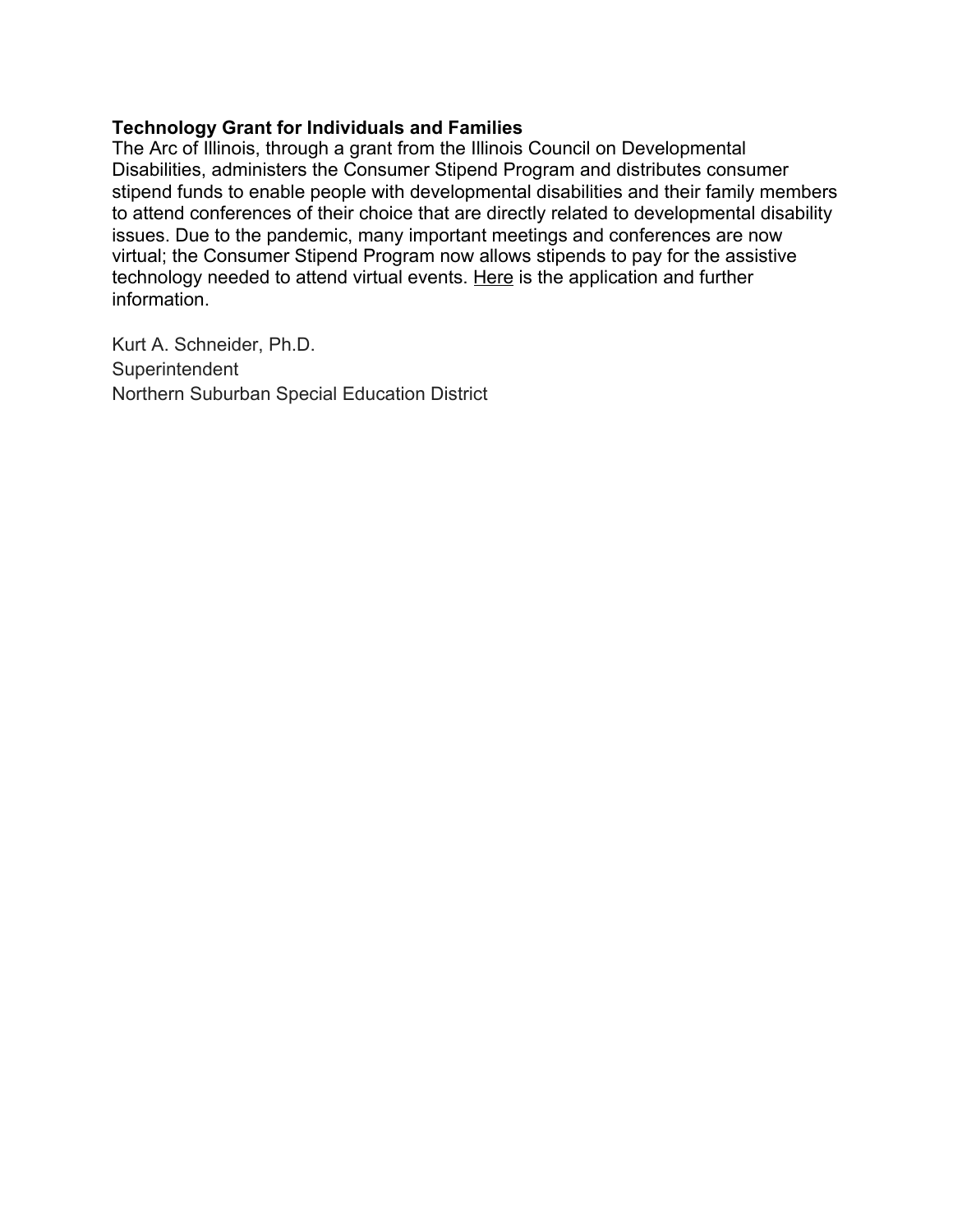**Technology Grant for Individuals and Families**

The Arc of Illinois, through a grant from the Illinois Council on Developmental Disabilities, administers the Consumer Stipend Program and distributes consumer stipend funds to enable people with developmental disabilities and their family members to attend conferences of their choice that are directly related to developmental disability issues. Due to the pandemic, many important meetings and conferences are now virtual; the Consumer Stipend Program now allows stipends to pay for the assistive technology needed to attend virtual events. Here is the application and further information.

Kurt A. Schneider, Ph.D.
Superintendent
Northern Suburban Special Education District